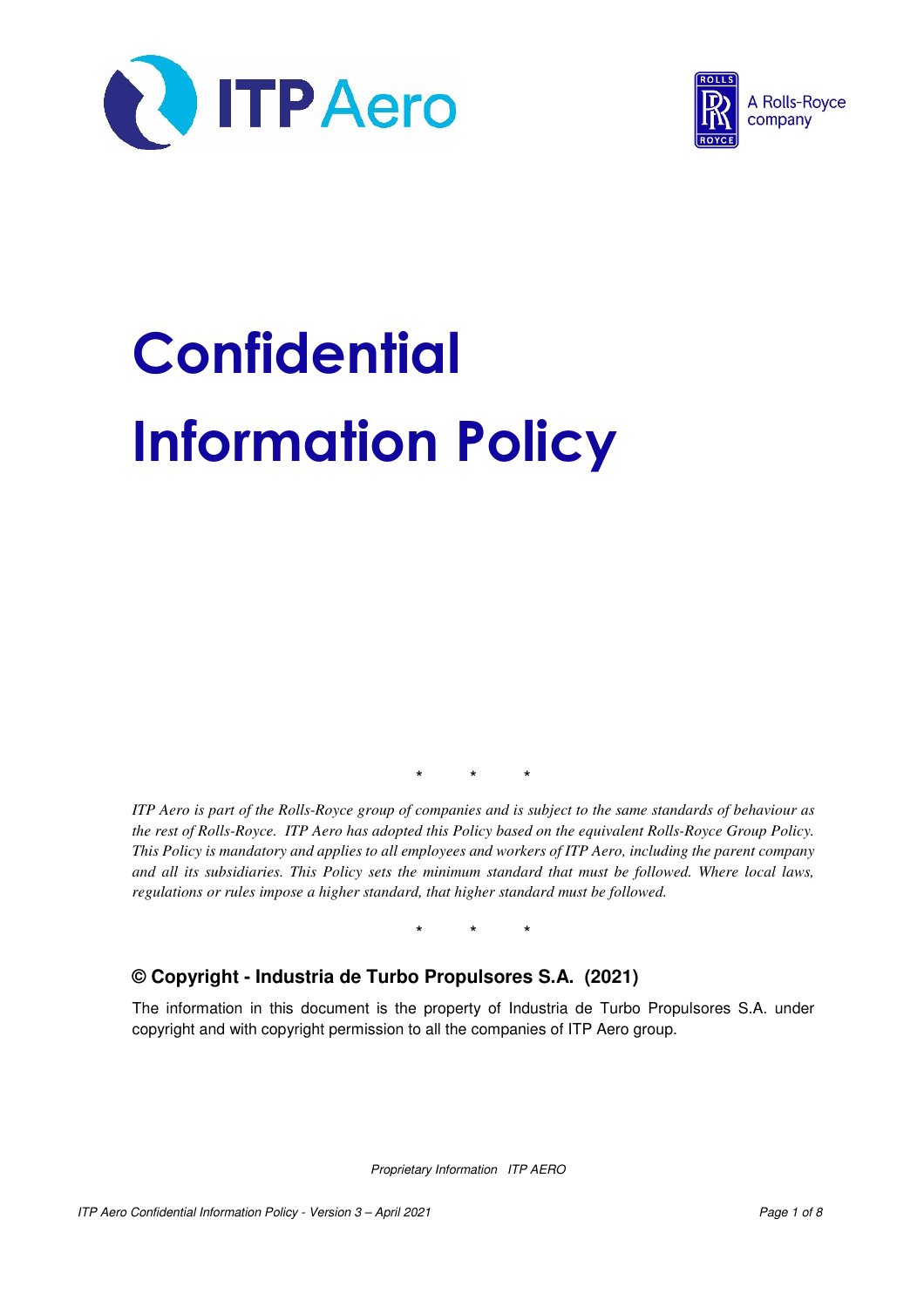# Confidential Information Policy

\*　　\*　　\*

*ITP Aero is part of the Rolls-Royce group of companies and is subject to the same standards of behaviour as the rest of Rolls-Royce. ITP Aero has adopted this Policy based on the equivalent Rolls-Royce Group Policy. This Policy is mandatory and applies to all employees and workers of ITP Aero, including the parent company and all its subsidiaries. This Policy sets the minimum standard that must be followed. Where local laws, regulations or rules impose a higher standard, that higher standard must be followed.*

\*　　\*　　\*

## © Copyright - Industria de Turbo Propulsores S.A. (2021)

The information in this document is the property of Industria de Turbo Propulsores S.A. under copyright and with copyright permission to all the companies of ITP Aero group.

*Proprietary Information ITP AERO*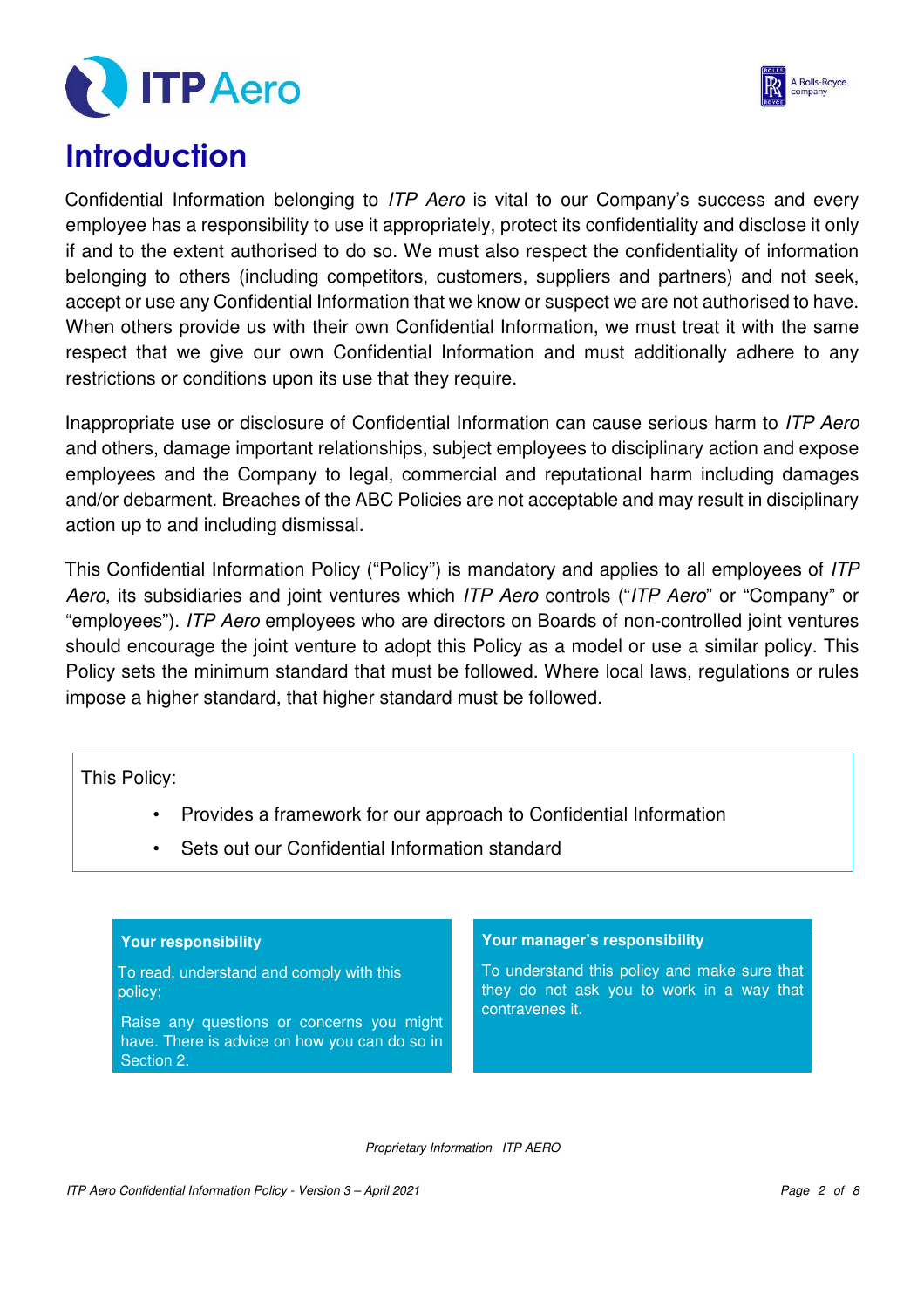# Introduction

Confidential Information belonging to *ITP Aero* is vital to our Company's success and every employee has a responsibility to use it appropriately, protect its confidentiality and disclose it only if and to the extent authorised to do so. We must also respect the confidentiality of information belonging to others (including competitors, customers, suppliers and partners) and not seek, accept or use any Confidential Information that we know or suspect we are not authorised to have. When others provide us with their own Confidential Information, we must treat it with the same respect that we give our own Confidential Information and must additionally adhere to any restrictions or conditions upon its use that they require.

Inappropriate use or disclosure of Confidential Information can cause serious harm to *ITP Aero* and others, damage important relationships, subject employees to disciplinary action and expose employees and the Company to legal, commercial and reputational harm including damages and/or debarment. Breaches of the ABC Policies are not acceptable and may result in disciplinary action up to and including dismissal.

This Confidential Information Policy ("Policy") is mandatory and applies to all employees of *ITP Aero*, its subsidiaries and joint ventures which *ITP Aero* controls ("*ITP Aero*" or "Company" or "employees"). *ITP Aero* employees who are directors on Boards of non-controlled joint ventures should encourage the joint venture to adopt this Policy as a model or use a similar policy. This Policy sets the minimum standard that must be followed. Where local laws, regulations or rules impose a higher standard, that higher standard must be followed.

This Policy:

- Provides a framework for our approach to Confidential Information
- Sets out our Confidential Information standard

**Your responsibility**

To read, understand and comply with this policy;

Raise any questions or concerns you might have. There is advice on how you can do so in Section 2.

**Your manager's responsibility**

To understand this policy and make sure that they do not ask you to work in a way that contravenes it.

*Proprietary Information ITP AERO*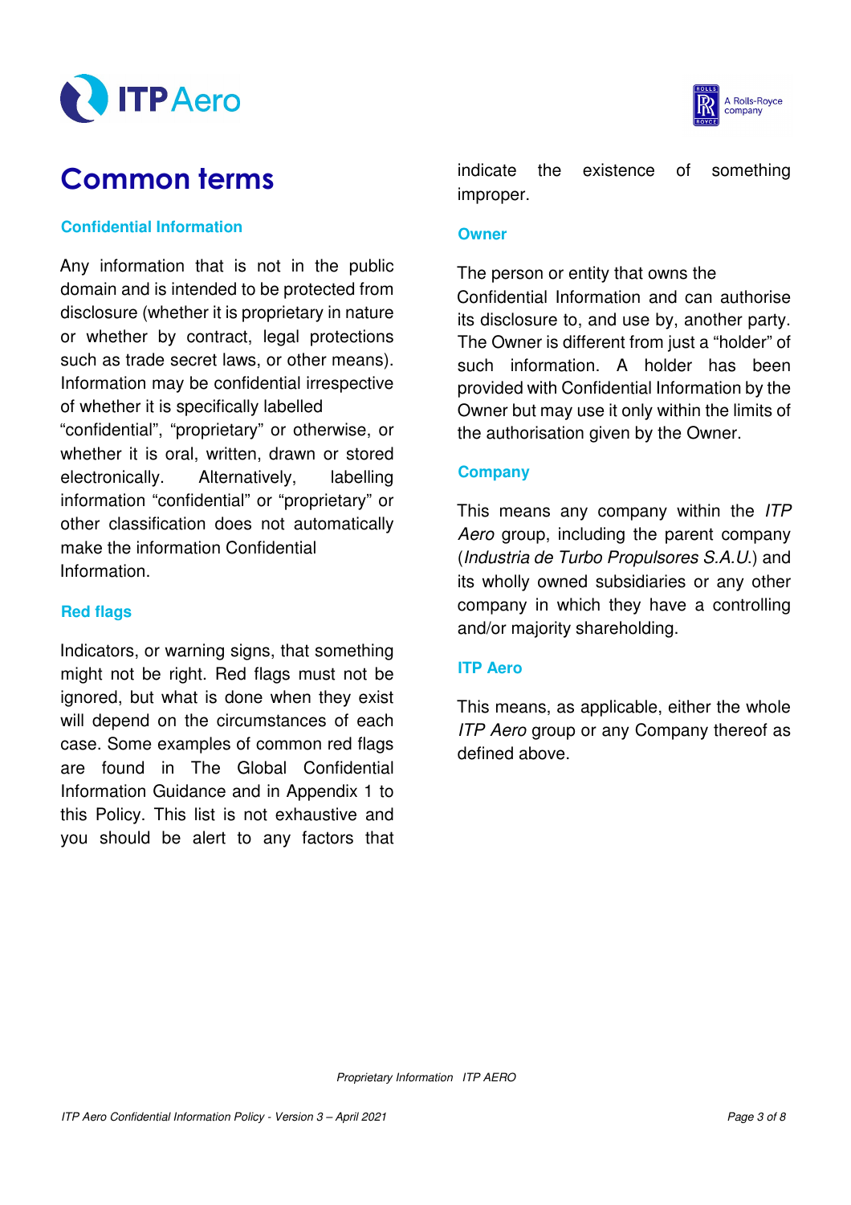# Common terms

### Confidential Information

Any information that is not in the public domain and is intended to be protected from disclosure (whether it is proprietary in nature or whether by contract, legal protections such as trade secret laws, or other means). Information may be confidential irrespective of whether it is specifically labelled "confidential", "proprietary" or otherwise, or whether it is oral, written, drawn or stored electronically. Alternatively, labelling information "confidential" or "proprietary" or other classification does not automatically make the information Confidential Information.

### Red flags

Indicators, or warning signs, that something might not be right. Red flags must not be ignored, but what is done when they exist will depend on the circumstances of each case. Some examples of common red flags are found in The Global Confidential Information Guidance and in Appendix 1 to this Policy. This list is not exhaustive and you should be alert to any factors that indicate the existence of something improper.

### Owner

The person or entity that owns the Confidential Information and can authorise its disclosure to, and use by, another party. The Owner is different from just a "holder" of such information. A holder has been provided with Confidential Information by the Owner but may use it only within the limits of the authorisation given by the Owner.

### Company

This means any company within the *ITP Aero* group, including the parent company (*Industria de Turbo Propulsores S.A.U.*) and its wholly owned subsidiaries or any other company in which they have a controlling and/or majority shareholding.

### ITP Aero

This means, as applicable, either the whole *ITP Aero* group or any Company thereof as defined above.

*Proprietary Information ITP AERO*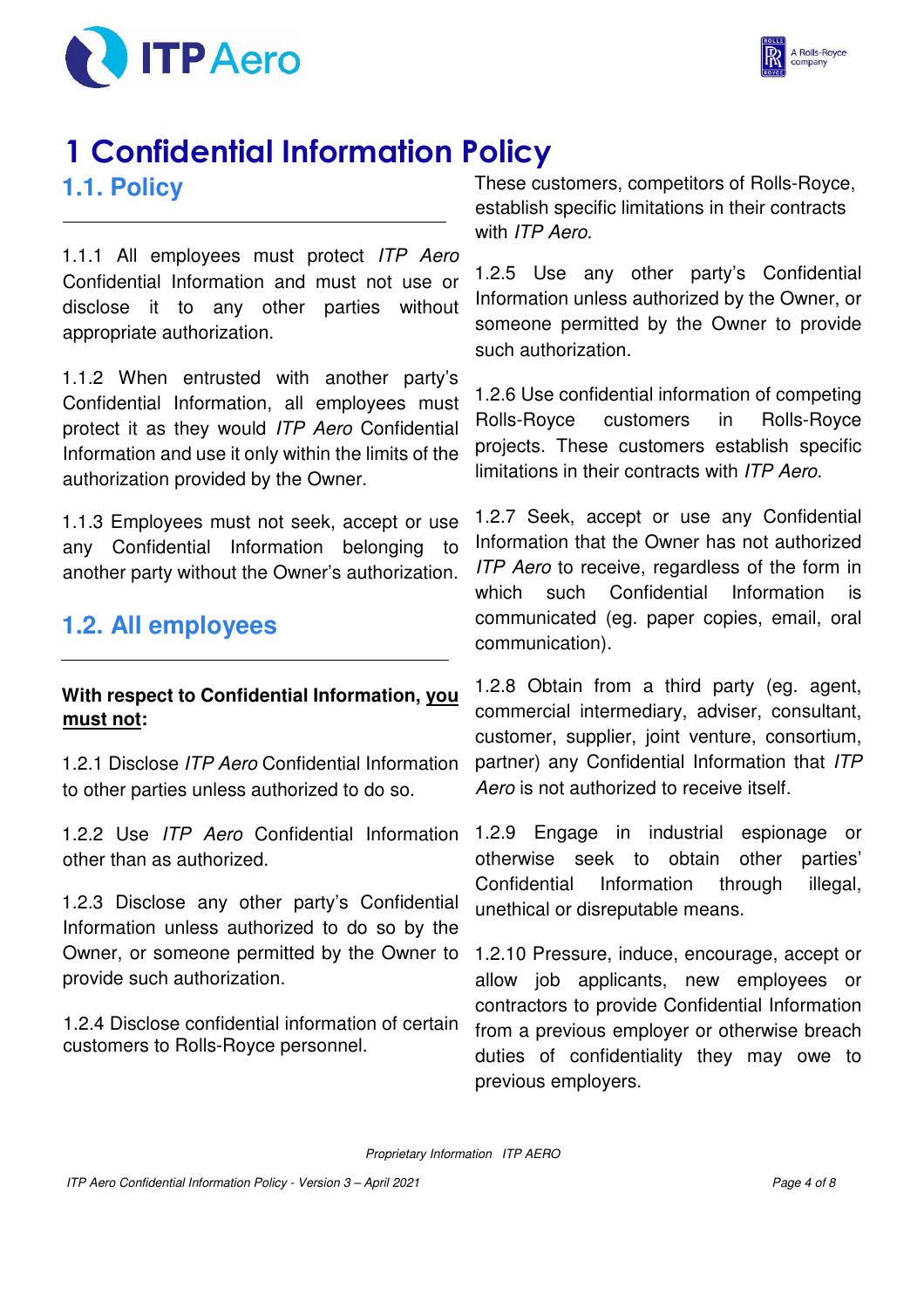# 1 Confidential Information Policy

## 1.1. Policy

1.1.1 All employees must protect *ITP Aero* Confidential Information and must not use or disclose it to any other parties without appropriate authorization.

1.1.2 When entrusted with another party's Confidential Information, all employees must protect it as they would *ITP Aero* Confidential Information and use it only within the limits of the authorization provided by the Owner.

1.1.3 Employees must not seek, accept or use any Confidential Information belonging to another party without the Owner's authorization.

## 1.2. All employees

**With respect to Confidential Information, <u>you must not</u>:**

1.2.1 Disclose *ITP Aero* Confidential Information to other parties unless authorized to do so.

1.2.2 Use *ITP Aero* Confidential Information other than as authorized.

1.2.3 Disclose any other party's Confidential Information unless authorized to do so by the Owner, or someone permitted by the Owner to provide such authorization.

1.2.4 Disclose confidential information of certain customers to Rolls-Royce personnel. These customers, competitors of Rolls-Royce, establish specific limitations in their contracts with *ITP Aero*.

1.2.5 Use any other party's Confidential Information unless authorized by the Owner, or someone permitted by the Owner to provide such authorization.

1.2.6 Use confidential information of competing Rolls-Royce customers in Rolls-Royce projects. These customers establish specific limitations in their contracts with *ITP Aero*.

1.2.7 Seek, accept or use any Confidential Information that the Owner has not authorized *ITP Aero* to receive, regardless of the form in which such Confidential Information is communicated (eg. paper copies, email, oral communication).

1.2.8 Obtain from a third party (eg. agent, commercial intermediary, adviser, consultant, customer, supplier, joint venture, consortium, partner) any Confidential Information that *ITP Aero* is not authorized to receive itself.

1.2.9 Engage in industrial espionage or otherwise seek to obtain other parties' Confidential Information through illegal, unethical or disreputable means.

1.2.10 Pressure, induce, encourage, accept or allow job applicants, new employees or contractors to provide Confidential Information from a previous employer or otherwise breach duties of confidentiality they may owe to previous employers.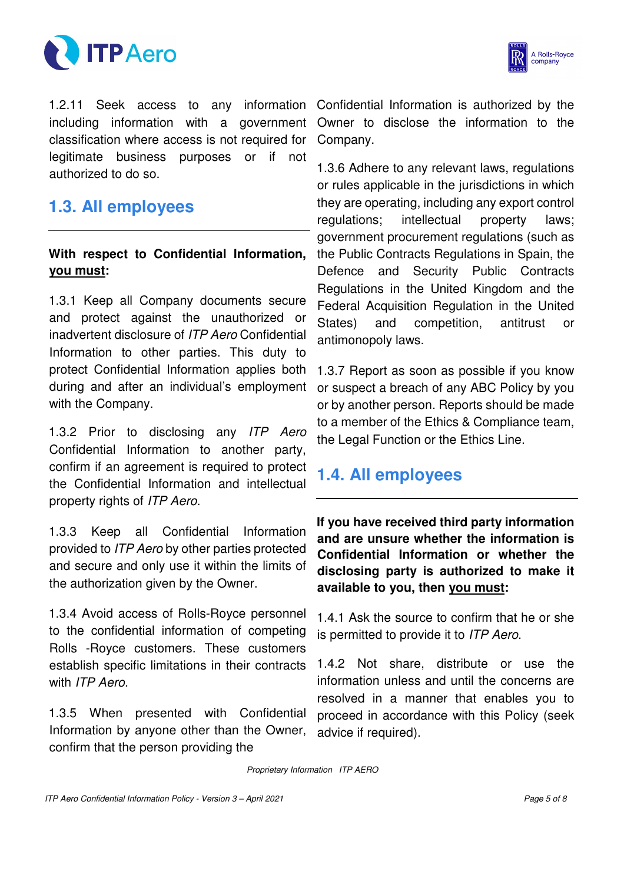1.2.11 Seek access to any information including information with a government classification where access is not required for legitimate business purposes or if not authorized to do so.

## 1.3. All employees

**With respect to Confidential Information, <u>you must</u>:**

1.3.1 Keep all Company documents secure and protect against the unauthorized or inadvertent disclosure of *ITP Aero* Confidential Information to other parties. This duty to protect Confidential Information applies both during and after an individual's employment with the Company.

1.3.2 Prior to disclosing any *ITP Aero* Confidential Information to another party, confirm if an agreement is required to protect the Confidential Information and intellectual property rights of *ITP Aero*.

1.3.3 Keep all Confidential Information provided to *ITP Aero* by other parties protected and secure and only use it within the limits of the authorization given by the Owner.

1.3.4 Avoid access of Rolls-Royce personnel to the confidential information of competing Rolls -Royce customers. These customers establish specific limitations in their contracts with *ITP Aero*.

1.3.5 When presented with Confidential Information by anyone other than the Owner, confirm that the person providing the Confidential Information is authorized by the Owner to disclose the information to the Company.

1.3.6 Adhere to any relevant laws, regulations or rules applicable in the jurisdictions in which they are operating, including any export control regulations; intellectual property laws; government procurement regulations (such as the Public Contracts Regulations in Spain, the Defence and Security Public Contracts Regulations in the United Kingdom and the Federal Acquisition Regulation in the United States) and competition, antitrust or antimonopoly laws.

1.3.7 Report as soon as possible if you know or suspect a breach of any ABC Policy by you or by another person. Reports should be made to a member of the Ethics & Compliance team, the Legal Function or the Ethics Line.

## 1.4. All employees

**If you have received third party information and are unsure whether the information is Confidential Information or whether the disclosing party is authorized to make it available to you, then <u>you must</u>:**

1.4.1 Ask the source to confirm that he or she is permitted to provide it to *ITP Aero*.

1.4.2 Not share, distribute or use the information unless and until the concerns are resolved in a manner that enables you to proceed in accordance with this Policy (seek advice if required).

*Proprietary Information ITP AERO*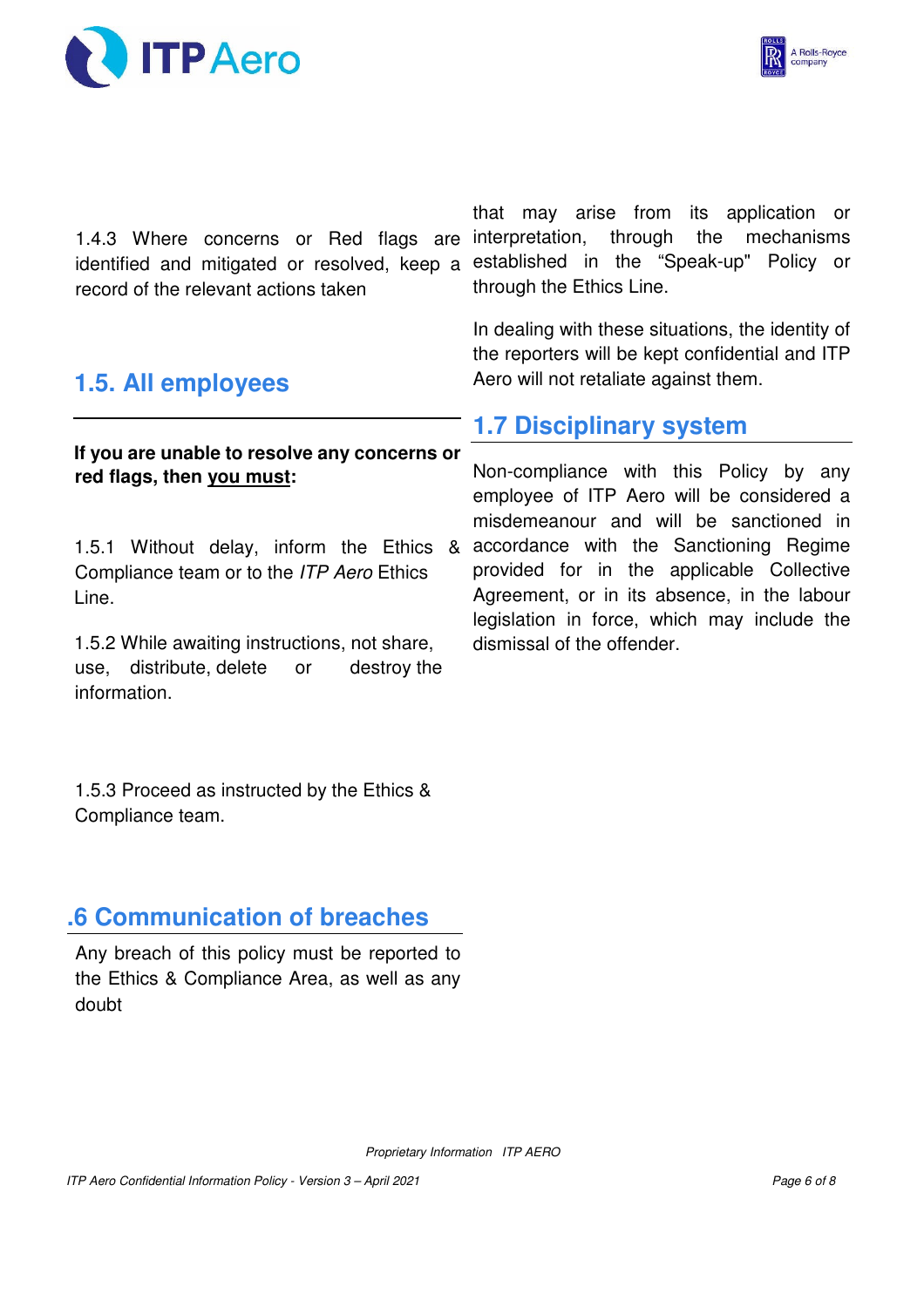1.4.3 Where concerns or Red flags are identified and mitigated or resolved, keep a record of the relevant actions taken

## 1.5. All employees

**If you are unable to resolve any concerns or red flags, then <u>you must</u>:**

1.5.1 Without delay, inform the Ethics & Compliance team or to the *ITP Aero* Ethics Line.

1.5.2 While awaiting instructions, not share, use, distribute, delete or destroy the information.

1.5.3 Proceed as instructed by the Ethics & Compliance team.

## .6 Communication of breaches

Any breach of this policy must be reported to the Ethics & Compliance Area, as well as any doubt that may arise from its application or interpretation, through the mechanisms established in the "Speak-up" Policy or through the Ethics Line.

In dealing with these situations, the identity of the reporters will be kept confidential and ITP Aero will not retaliate against them.

## 1.7 Disciplinary system

Non-compliance with this Policy by any employee of ITP Aero will be considered a misdemeanour and will be sanctioned in accordance with the Sanctioning Regime provided for in the applicable Collective Agreement, or in its absence, in the labour legislation in force, which may include the dismissal of the offender.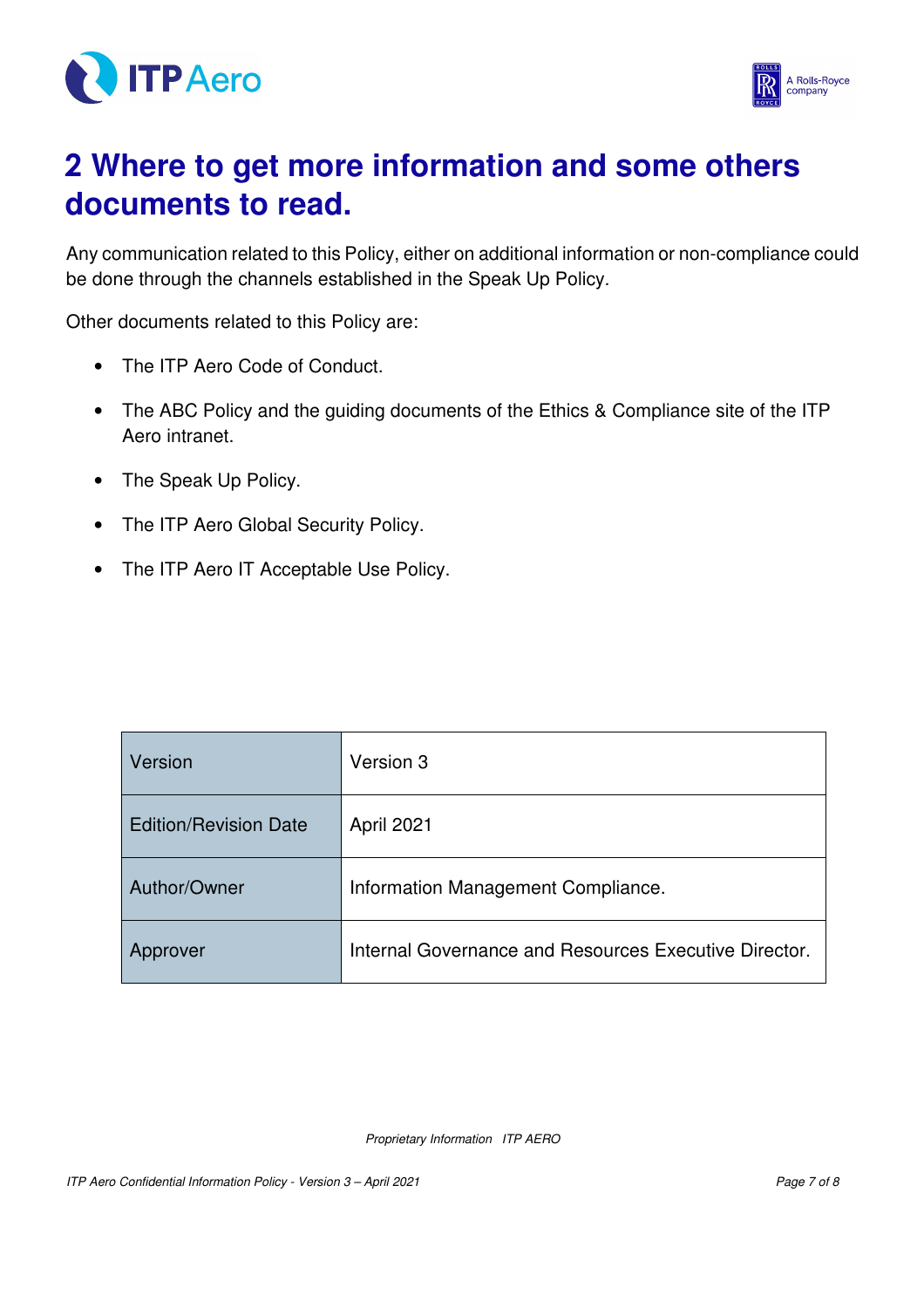# 2 Where to get more information and some others documents to read.

Any communication related to this Policy, either on additional information or non-compliance could be done through the channels established in the Speak Up Policy.

Other documents related to this Policy are:

- The ITP Aero Code of Conduct.
- The ABC Policy and the guiding documents of the Ethics & Compliance site of the ITP Aero intranet.
- The Speak Up Policy.
- The ITP Aero Global Security Policy.
- The ITP Aero IT Acceptable Use Policy.

| | |
|---|---|
| Version | Version 3 |
| Edition/Revision Date | April 2021 |
| Author/Owner | Information Management Compliance. |
| Approver | Internal Governance and Resources Executive Director. |

*Proprietary Information ITP AERO*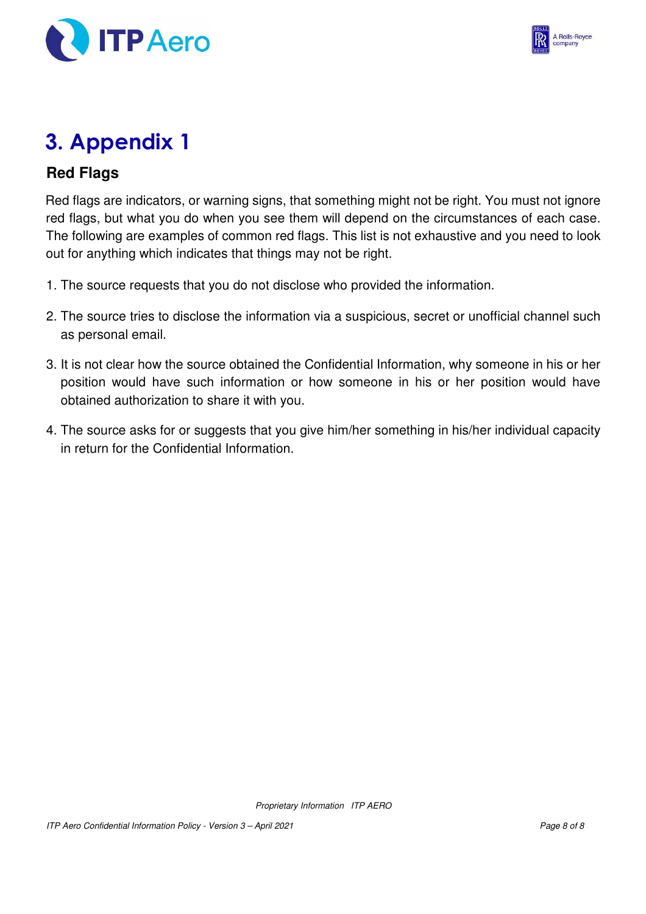# 3. Appendix 1

## Red Flags

Red flags are indicators, or warning signs, that something might not be right. You must not ignore red flags, but what you do when you see them will depend on the circumstances of each case. The following are examples of common red flags. This list is not exhaustive and you need to look out for anything which indicates that things may not be right.

1. The source requests that you do not disclose who provided the information.
2. The source tries to disclose the information via a suspicious, secret or unofficial channel such as personal email.
3. It is not clear how the source obtained the Confidential Information, why someone in his or her position would have such information or how someone in his or her position would have obtained authorization to share it with you.
4. The source asks for or suggests that you give him/her something in his/her individual capacity in return for the Confidential Information.